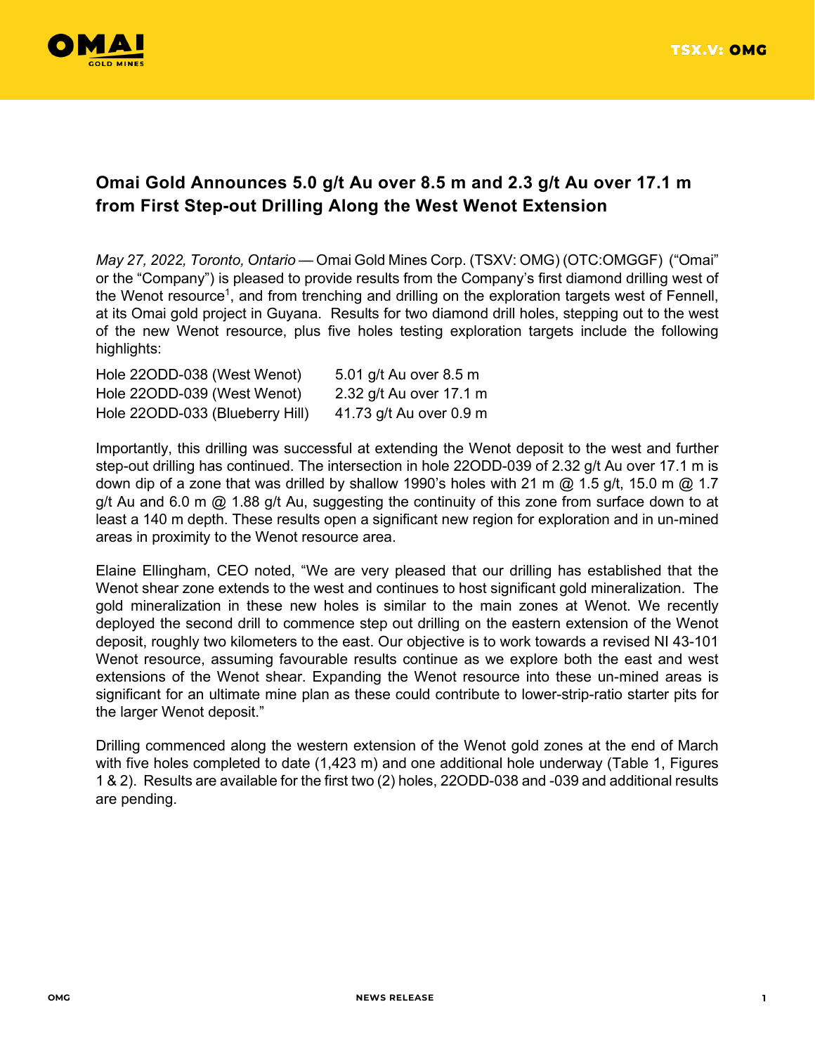# Omai Gold Announces 5.0 g/t Au over 8.5 m and 2.3 g/t Au over 17.1 m from First Step-out Drilling Along the West Wenot Extension

*May 27, 2022, Toronto, Ontario* — Omai Gold Mines Corp. (TSXV: OMG) (OTC:OMGGF) ("Omai" or the "Company") is pleased to provide results from the Company's first diamond drilling west of the Wenot resource[1], and from trenching and drilling on the exploration targets west of Fennell, at its Omai gold project in Guyana. Results for two diamond drill holes, stepping out to the west of the new Wenot resource, plus five holes testing exploration targets include the following highlights:

| | |
|---|---|
| Hole 22ODD-038 (West Wenot) | 5.01 g/t Au over 8.5 m |
| Hole 22ODD-039 (West Wenot) | 2.32 g/t Au over 17.1 m |
| Hole 22ODD-033 (Blueberry Hill) | 41.73 g/t Au over 0.9 m |

Importantly, this drilling was successful at extending the Wenot deposit to the west and further step-out drilling has continued. The intersection in hole 22ODD-039 of 2.32 g/t Au over 17.1 m is down dip of a zone that was drilled by shallow 1990's holes with 21 m @ 1.5 g/t, 15.0 m @ 1.7 g/t Au and 6.0 m @ 1.88 g/t Au, suggesting the continuity of this zone from surface down to at least a 140 m depth. These results open a significant new region for exploration and in un-mined areas in proximity to the Wenot resource area.

Elaine Ellingham, CEO noted, "We are very pleased that our drilling has established that the Wenot shear zone extends to the west and continues to host significant gold mineralization. The gold mineralization in these new holes is similar to the main zones at Wenot. We recently deployed the second drill to commence step out drilling on the eastern extension of the Wenot deposit, roughly two kilometers to the east. Our objective is to work towards a revised NI 43-101 Wenot resource, assuming favourable results continue as we explore both the east and west extensions of the Wenot shear. Expanding the Wenot resource into these un-mined areas is significant for an ultimate mine plan as these could contribute to lower-strip-ratio starter pits for the larger Wenot deposit."

Drilling commenced along the western extension of the Wenot gold zones at the end of March with five holes completed to date (1,423 m) and one additional hole underway (Table 1, Figures 1 & 2). Results are available for the first two (2) holes, 22ODD-038 and -039 and additional results are pending.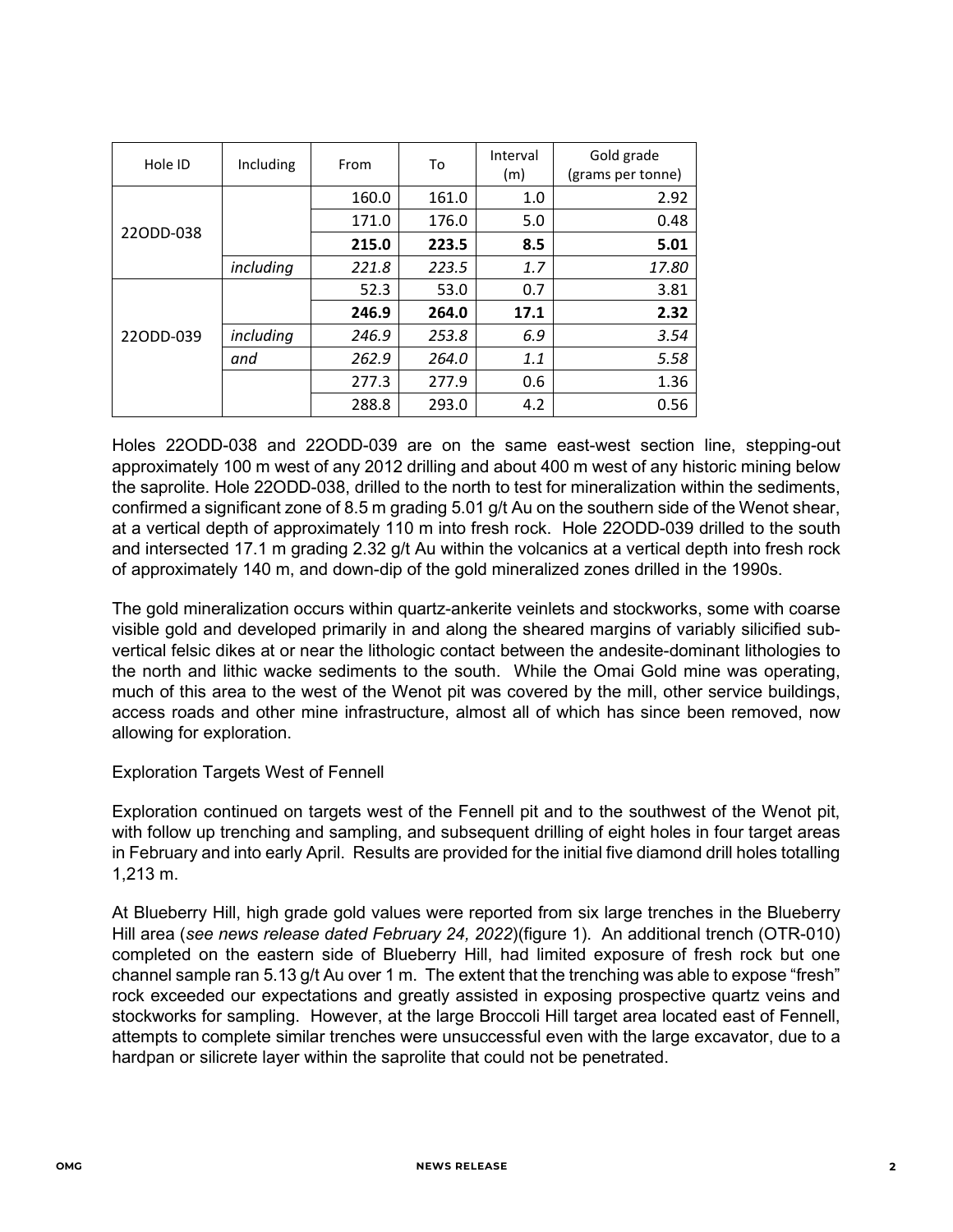| Hole ID | Including | From | To | Interval (m) | Gold grade (grams per tonne) |
|---|---|---|---|---|---|
| 22ODD-038 | | 160.0 | 161.0 | 1.0 | 2.92 |
| | | 171.0 | 176.0 | 5.0 | 0.48 |
| | | **215.0** | **223.5** | **8.5** | **5.01** |
| | *including* | *221.8* | *223.5* | *1.7* | *17.80* |
| 22ODD-039 | | 52.3 | 53.0 | 0.7 | 3.81 |
| | | **246.9** | **264.0** | **17.1** | **2.32** |
| | *including* | *246.9* | *253.8* | *6.9* | *3.54* |
| | *and* | *262.9* | *264.0* | *1.1* | *5.58* |
| | | 277.3 | 277.9 | 0.6 | 1.36 |
| | | 288.8 | 293.0 | 4.2 | 0.56 |

Holes 22ODD-038 and 22ODD-039 are on the same east-west section line, stepping-out approximately 100 m west of any 2012 drilling and about 400 m west of any historic mining below the saprolite. Hole 22ODD-038, drilled to the north to test for mineralization within the sediments, confirmed a significant zone of 8.5 m grading 5.01 g/t Au on the southern side of the Wenot shear, at a vertical depth of approximately 110 m into fresh rock. Hole 22ODD-039 drilled to the south and intersected 17.1 m grading 2.32 g/t Au within the volcanics at a vertical depth into fresh rock of approximately 140 m, and down-dip of the gold mineralized zones drilled in the 1990s.

The gold mineralization occurs within quartz-ankerite veinlets and stockworks, some with coarse visible gold and developed primarily in and along the sheared margins of variably silicified sub-vertical felsic dikes at or near the lithologic contact between the andesite-dominant lithologies to the north and lithic wacke sediments to the south. While the Omai Gold mine was operating, much of this area to the west of the Wenot pit was covered by the mill, other service buildings, access roads and other mine infrastructure, almost all of which has since been removed, now allowing for exploration.

Exploration Targets West of Fennell

Exploration continued on targets west of the Fennell pit and to the southwest of the Wenot pit, with follow up trenching and sampling, and subsequent drilling of eight holes in four target areas in February and into early April. Results are provided for the initial five diamond drill holes totalling 1,213 m.

At Blueberry Hill, high grade gold values were reported from six large trenches in the Blueberry Hill area (*see news release dated February 24, 2022*)(figure 1). An additional trench (OTR-010) completed on the eastern side of Blueberry Hill, had limited exposure of fresh rock but one channel sample ran 5.13 g/t Au over 1 m. The extent that the trenching was able to expose "fresh" rock exceeded our expectations and greatly assisted in exposing prospective quartz veins and stockworks for sampling. However, at the large Broccoli Hill target area located east of Fennell, attempts to complete similar trenches were unsuccessful even with the large excavator, due to a hardpan or silicrete layer within the saprolite that could not be penetrated.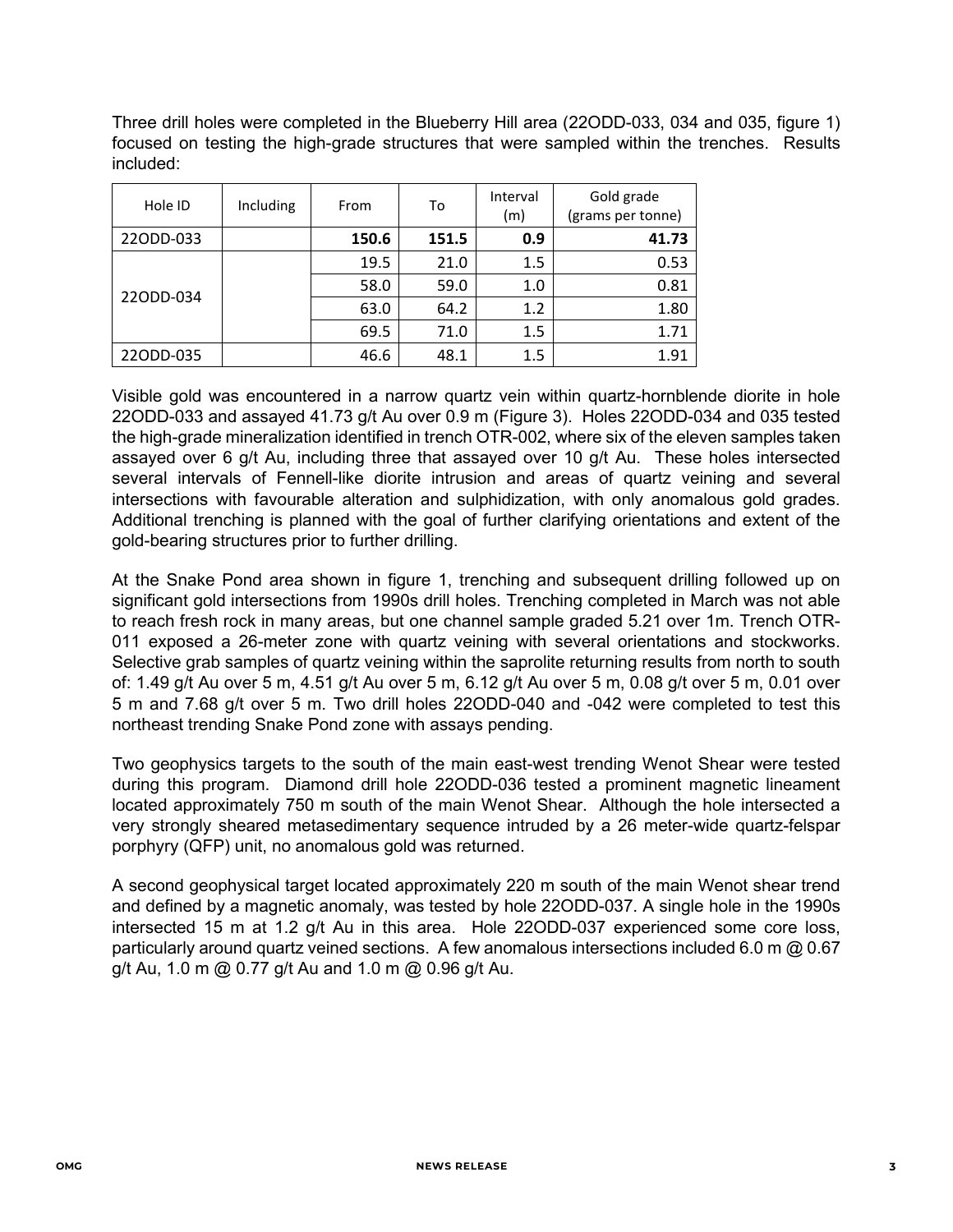Three drill holes were completed in the Blueberry Hill area (22ODD-033, 034 and 035, figure 1) focused on testing the high-grade structures that were sampled within the trenches. Results included:

| Hole ID | Including | From | To | Interval (m) | Gold grade (grams per tonne) |
|---|---|---|---|---|---|
| 22ODD-033 | | **150.6** | **151.5** | **0.9** | **41.73** |
| 22ODD-034 | | 19.5 | 21.0 | 1.5 | 0.53 |
| | | 58.0 | 59.0 | 1.0 | 0.81 |
| | | 63.0 | 64.2 | 1.2 | 1.80 |
| | | 69.5 | 71.0 | 1.5 | 1.71 |
| 22ODD-035 | | 46.6 | 48.1 | 1.5 | 1.91 |

Visible gold was encountered in a narrow quartz vein within quartz-hornblende diorite in hole 22ODD-033 and assayed 41.73 g/t Au over 0.9 m (Figure 3). Holes 22ODD-034 and 035 tested the high-grade mineralization identified in trench OTR-002, where six of the eleven samples taken assayed over 6 g/t Au, including three that assayed over 10 g/t Au. These holes intersected several intervals of Fennell-like diorite intrusion and areas of quartz veining and several intersections with favourable alteration and sulphidization, with only anomalous gold grades. Additional trenching is planned with the goal of further clarifying orientations and extent of the gold-bearing structures prior to further drilling.

At the Snake Pond area shown in figure 1, trenching and subsequent drilling followed up on significant gold intersections from 1990s drill holes. Trenching completed in March was not able to reach fresh rock in many areas, but one channel sample graded 5.21 over 1m. Trench OTR-011 exposed a 26-meter zone with quartz veining with several orientations and stockworks. Selective grab samples of quartz veining within the saprolite returning results from north to south of: 1.49 g/t Au over 5 m, 4.51 g/t Au over 5 m, 6.12 g/t Au over 5 m, 0.08 g/t over 5 m, 0.01 over 5 m and 7.68 g/t over 5 m. Two drill holes 22ODD-040 and -042 were completed to test this northeast trending Snake Pond zone with assays pending.

Two geophysics targets to the south of the main east-west trending Wenot Shear were tested during this program. Diamond drill hole 22ODD-036 tested a prominent magnetic lineament located approximately 750 m south of the main Wenot Shear. Although the hole intersected a very strongly sheared metasedimentary sequence intruded by a 26 meter-wide quartz-felspar porphyry (QFP) unit, no anomalous gold was returned.

A second geophysical target located approximately 220 m south of the main Wenot shear trend and defined by a magnetic anomaly, was tested by hole 22ODD-037. A single hole in the 1990s intersected 15 m at 1.2 g/t Au in this area. Hole 22ODD-037 experienced some core loss, particularly around quartz veined sections. A few anomalous intersections included 6.0 m @ 0.67 g/t Au, 1.0 m @ 0.77 g/t Au and 1.0 m @ 0.96 g/t Au.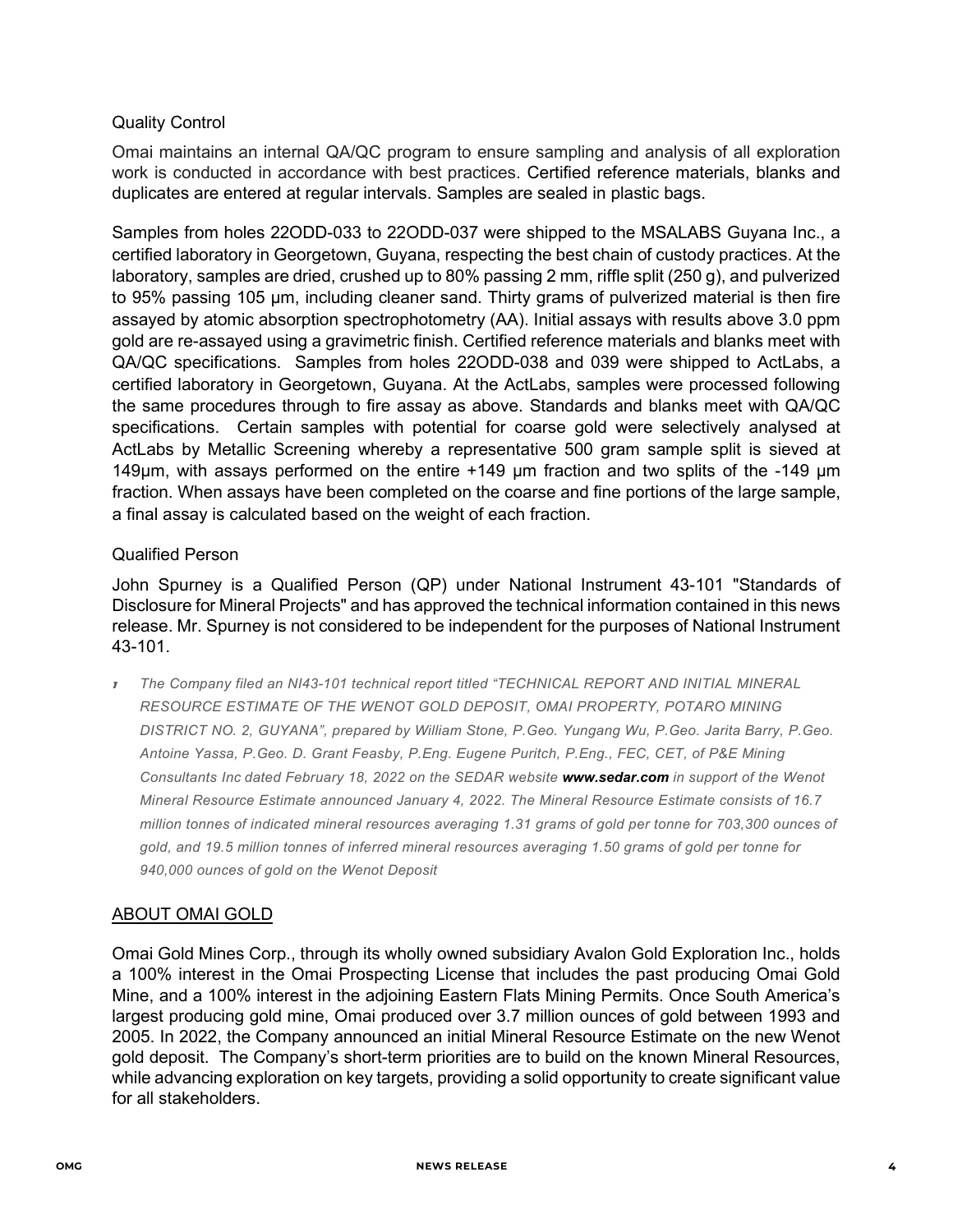Quality Control

Omai maintains an internal QA/QC program to ensure sampling and analysis of all exploration work is conducted in accordance with best practices. Certified reference materials, blanks and duplicates are entered at regular intervals. Samples are sealed in plastic bags.

Samples from holes 22ODD-033 to 22ODD-037 were shipped to the MSALABS Guyana Inc., a certified laboratory in Georgetown, Guyana, respecting the best chain of custody practices. At the laboratory, samples are dried, crushed up to 80% passing 2 mm, riffle split (250 g), and pulverized to 95% passing 105 µm, including cleaner sand. Thirty grams of pulverized material is then fire assayed by atomic absorption spectrophotometry (AA). Initial assays with results above 3.0 ppm gold are re-assayed using a gravimetric finish. Certified reference materials and blanks meet with QA/QC specifications. Samples from holes 22ODD-038 and 039 were shipped to ActLabs, a certified laboratory in Georgetown, Guyana. At the ActLabs, samples were processed following the same procedures through to fire assay as above. Standards and blanks meet with QA/QC specifications. Certain samples with potential for coarse gold were selectively analysed at ActLabs by Metallic Screening whereby a representative 500 gram sample split is sieved at 149µm, with assays performed on the entire +149 µm fraction and two splits of the -149 µm fraction. When assays have been completed on the coarse and fine portions of the large sample, a final assay is calculated based on the weight of each fraction.

Qualified Person

John Spurney is a Qualified Person (QP) under National Instrument 43-101 "Standards of Disclosure for Mineral Projects" and has approved the technical information contained in this news release. Mr. Spurney is not considered to be independent for the purposes of National Instrument 43-101.

*[1] The Company filed an NI43-101 technical report titled "TECHNICAL REPORT AND INITIAL MINERAL RESOURCE ESTIMATE OF THE WENOT GOLD DEPOSIT, OMAI PROPERTY, POTARO MINING DISTRICT NO. 2, GUYANA", prepared by William Stone, P.Geo. Yungang Wu, P.Geo. Jarita Barry, P.Geo. Antoine Yassa, P.Geo. D. Grant Feasby, P.Eng. Eugene Puritch, P.Eng., FEC, CET, of P&E Mining Consultants Inc dated February 18, 2022 on the SEDAR website **www.sedar.com** in support of the Wenot Mineral Resource Estimate announced January 4, 2022. The Mineral Resource Estimate consists of 16.7 million tonnes of indicated mineral resources averaging 1.31 grams of gold per tonne for 703,300 ounces of gold, and 19.5 million tonnes of inferred mineral resources averaging 1.50 grams of gold per tonne for 940,000 ounces of gold on the Wenot Deposit*

## ABOUT OMAI GOLD

Omai Gold Mines Corp., through its wholly owned subsidiary Avalon Gold Exploration Inc., holds a 100% interest in the Omai Prospecting License that includes the past producing Omai Gold Mine, and a 100% interest in the adjoining Eastern Flats Mining Permits. Once South America's largest producing gold mine, Omai produced over 3.7 million ounces of gold between 1993 and 2005. In 2022, the Company announced an initial Mineral Resource Estimate on the new Wenot gold deposit. The Company's short-term priorities are to build on the known Mineral Resources, while advancing exploration on key targets, providing a solid opportunity to create significant value for all stakeholders.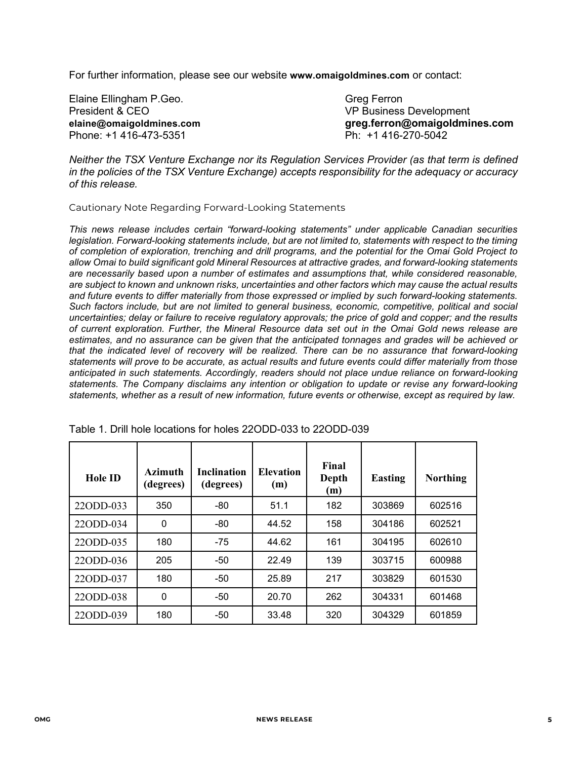For further information, please see our website **www.omaigoldmines.com** or contact:

Elaine Ellingham P.Geo.
President & CEO
**elaine@omaigoldmines.com**
Phone: +1 416-473-5351

Greg Ferron
VP Business Development
**greg.ferron@omaigoldmines.com**
Ph: +1 416-270-5042

*Neither the TSX Venture Exchange nor its Regulation Services Provider (as that term is defined in the policies of the TSX Venture Exchange) accepts responsibility for the adequacy or accuracy of this release.*

Cautionary Note Regarding Forward-Looking Statements

*This news release includes certain "forward-looking statements" under applicable Canadian securities legislation. Forward-looking statements include, but are not limited to, statements with respect to the timing of completion of exploration, trenching and drill programs, and the potential for the Omai Gold Project to allow Omai to build significant gold Mineral Resources at attractive grades, and forward-looking statements are necessarily based upon a number of estimates and assumptions that, while considered reasonable, are subject to known and unknown risks, uncertainties and other factors which may cause the actual results and future events to differ materially from those expressed or implied by such forward-looking statements. Such factors include, but are not limited to general business, economic, competitive, political and social uncertainties; delay or failure to receive regulatory approvals; the price of gold and copper; and the results of current exploration. Further, the Mineral Resource data set out in the Omai Gold news release are estimates, and no assurance can be given that the anticipated tonnages and grades will be achieved or that the indicated level of recovery will be realized. There can be no assurance that forward-looking statements will prove to be accurate, as actual results and future events could differ materially from those anticipated in such statements. Accordingly, readers should not place undue reliance on forward-looking statements. The Company disclaims any intention or obligation to update or revise any forward-looking statements, whether as a result of new information, future events or otherwise, except as required by law.*

Table 1. Drill hole locations for holes 22ODD-033 to 22ODD-039

| Hole ID | Azimuth (degrees) | Inclination (degrees) | Elevation (m) | Final Depth (m) | Easting | Northing |
|---|---|---|---|---|---|---|
| 22ODD-033 | 350 | -80 | 51.1 | 182 | 303869 | 602516 |
| 22ODD-034 | 0 | -80 | 44.52 | 158 | 304186 | 602521 |
| 22ODD-035 | 180 | -75 | 44.62 | 161 | 304195 | 602610 |
| 22ODD-036 | 205 | -50 | 22.49 | 139 | 303715 | 600988 |
| 22ODD-037 | 180 | -50 | 25.89 | 217 | 303829 | 601530 |
| 22ODD-038 | 0 | -50 | 20.70 | 262 | 304331 | 601468 |
| 22ODD-039 | 180 | -50 | 33.48 | 320 | 304329 | 601859 |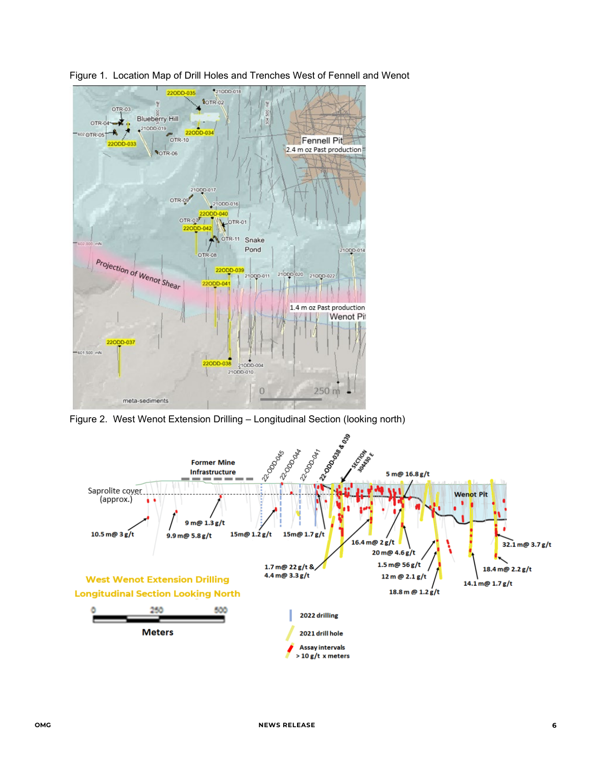Figure 1. Location Map of Drill Holes and Trenches West of Fennell and Wenot

Figure 2. West Wenot Extension Drilling – Longitudinal Section (looking north)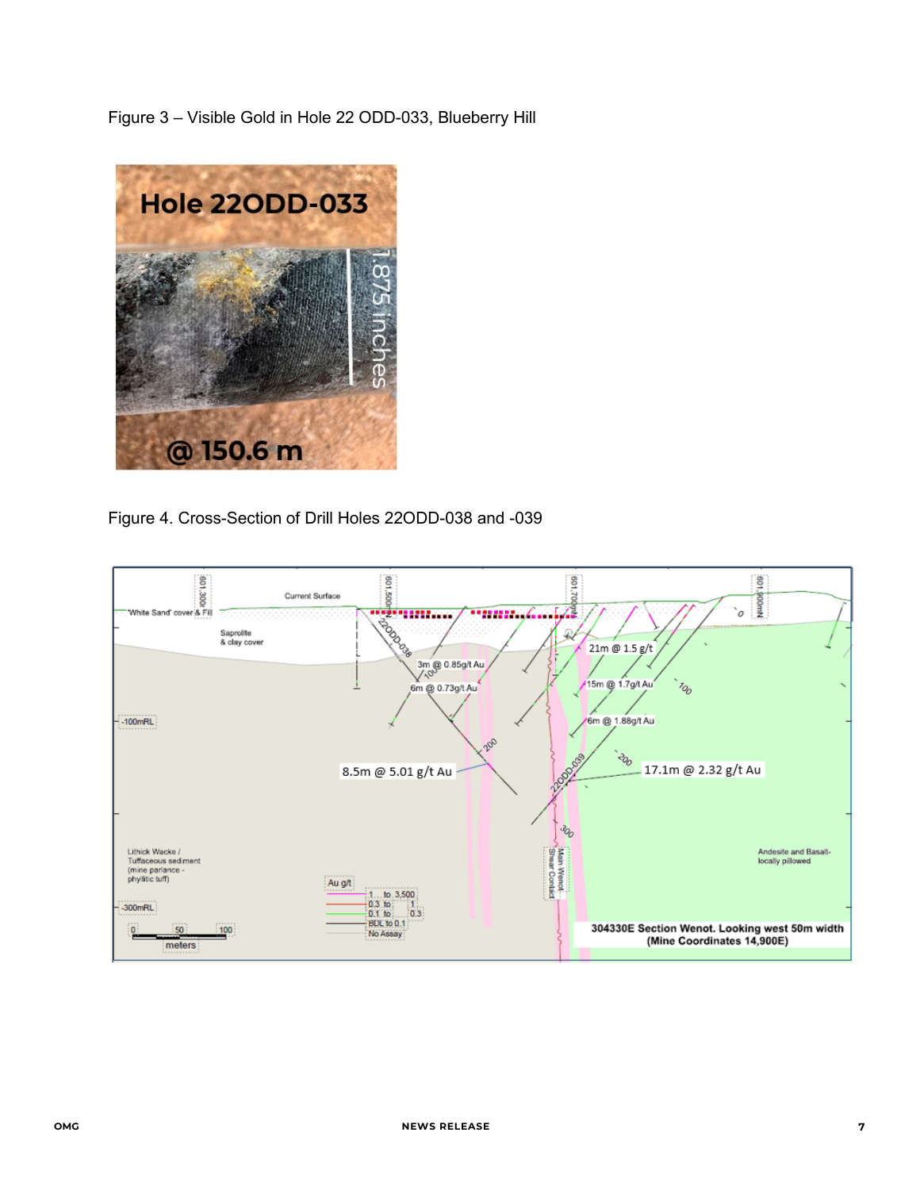Figure 3 – Visible Gold in Hole 22 ODD-033, Blueberry Hill

Hole 22ODD-033

1.875 inches

@ 150.6 m

Figure 4. Cross-Section of Drill Holes 22ODD-038 and -039

601,300N
601,500N
601,700N
601,900N

Current Surface
'White Sand' cover & Fill
Saprolite & clay cover

22ODD-038
3m @ 0.85g/t Au
6m @ 0.73g/t Au
8.5m @ 5.01 g/t Au
21m @ 1.5 g/t
15m @ 1.7g/t Au
6m @ 1.88g/t Au
17.1m @ 2.32 g/t Au
22ODD-039

-100mRL
-300mRL

Lithick Wacke / Tuffaceous sediment (mine parlance - phyllitic tuff)

Main Wenot Shear Contact

Andesite and Basalt- locally pillowed

Au g/t
1 to 3,500
0.3 to 1
0.1 to 0.3
BDL to 0.1
No Assay

0 50 100
meters

304330E Section Wenot. Looking west 50m width
(Mine Coordinates 14,900E)